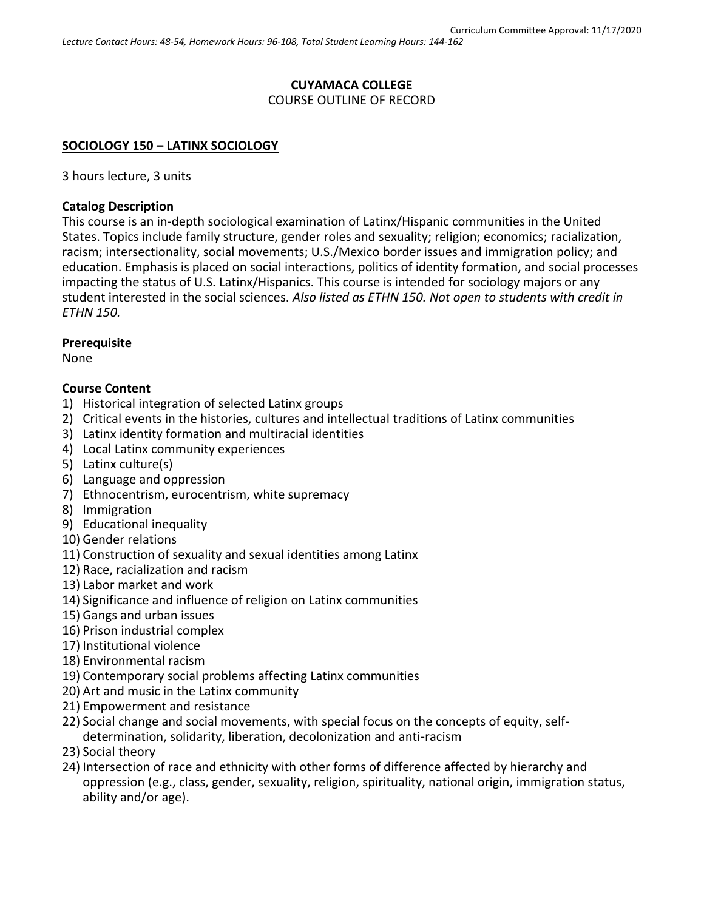Curriculum Committee Approval: 11/17/2020

*Lecture Contact Hours: 48-54, Homework Hours: 96-108, Total Student Learning Hours: 144-162*

**CUYAMACA COLLEGE**
COURSE OUTLINE OF RECORD

## SOCIOLOGY 150 – LATINX SOCIOLOGY

3 hours lecture, 3 units

### Catalog Description

This course is an in-depth sociological examination of Latinx/Hispanic communities in the United States. Topics include family structure, gender roles and sexuality; religion; economics; racialization, racism; intersectionality, social movements; U.S./Mexico border issues and immigration policy; and education. Emphasis is placed on social interactions, politics of identity formation, and social processes impacting the status of U.S. Latinx/Hispanics. This course is intended for sociology majors or any student interested in the social sciences. *Also listed as ETHN 150. Not open to students with credit in ETHN 150.*

### Prerequisite

None

### Course Content

1) Historical integration of selected Latinx groups
2) Critical events in the histories, cultures and intellectual traditions of Latinx communities
3) Latinx identity formation and multiracial identities
4) Local Latinx community experiences
5) Latinx culture(s)
6) Language and oppression
7) Ethnocentrism, eurocentrism, white supremacy
8) Immigration
9) Educational inequality
10) Gender relations
11) Construction of sexuality and sexual identities among Latinx
12) Race, racialization and racism
13) Labor market and work
14) Significance and influence of religion on Latinx communities
15) Gangs and urban issues
16) Prison industrial complex
17) Institutional violence
18) Environmental racism
19) Contemporary social problems affecting Latinx communities
20) Art and music in the Latinx community
21) Empowerment and resistance
22) Social change and social movements, with special focus on the concepts of equity, self-determination, solidarity, liberation, decolonization and anti-racism
23) Social theory
24) Intersection of race and ethnicity with other forms of difference affected by hierarchy and oppression (e.g., class, gender, sexuality, religion, spirituality, national origin, immigration status, ability and/or age).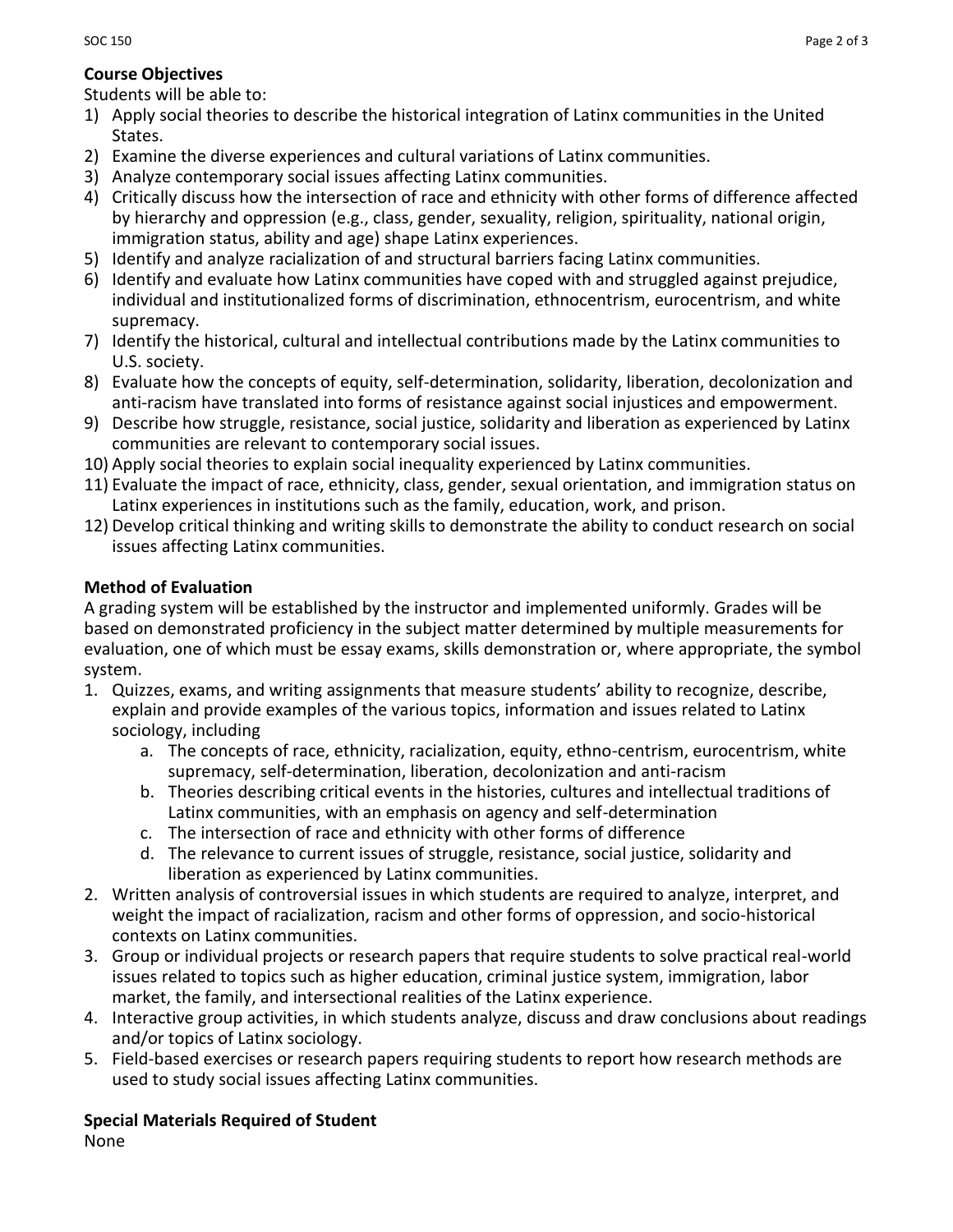**Course Objectives**

Students will be able to:

1) Apply social theories to describe the historical integration of Latinx communities in the United States.
2) Examine the diverse experiences and cultural variations of Latinx communities.
3) Analyze contemporary social issues affecting Latinx communities.
4) Critically discuss how the intersection of race and ethnicity with other forms of difference affected by hierarchy and oppression (e.g., class, gender, sexuality, religion, spirituality, national origin, immigration status, ability and age) shape Latinx experiences.
5) Identify and analyze racialization of and structural barriers facing Latinx communities.
6) Identify and evaluate how Latinx communities have coped with and struggled against prejudice, individual and institutionalized forms of discrimination, ethnocentrism, eurocentrism, and white supremacy.
7) Identify the historical, cultural and intellectual contributions made by the Latinx communities to U.S. society.
8) Evaluate how the concepts of equity, self-determination, solidarity, liberation, decolonization and anti-racism have translated into forms of resistance against social injustices and empowerment.
9) Describe how struggle, resistance, social justice, solidarity and liberation as experienced by Latinx communities are relevant to contemporary social issues.
10) Apply social theories to explain social inequality experienced by Latinx communities.
11) Evaluate the impact of race, ethnicity, class, gender, sexual orientation, and immigration status on Latinx experiences in institutions such as the family, education, work, and prison.
12) Develop critical thinking and writing skills to demonstrate the ability to conduct research on social issues affecting Latinx communities.

**Method of Evaluation**

A grading system will be established by the instructor and implemented uniformly. Grades will be based on demonstrated proficiency in the subject matter determined by multiple measurements for evaluation, one of which must be essay exams, skills demonstration or, where appropriate, the symbol system.

1. Quizzes, exams, and writing assignments that measure students' ability to recognize, describe, explain and provide examples of the various topics, information and issues related to Latinx sociology, including
   a. The concepts of race, ethnicity, racialization, equity, ethno-centrism, eurocentrism, white supremacy, self-determination, liberation, decolonization and anti-racism
   b. Theories describing critical events in the histories, cultures and intellectual traditions of Latinx communities, with an emphasis on agency and self-determination
   c. The intersection of race and ethnicity with other forms of difference
   d. The relevance to current issues of struggle, resistance, social justice, solidarity and liberation as experienced by Latinx communities.
2. Written analysis of controversial issues in which students are required to analyze, interpret, and weight the impact of racialization, racism and other forms of oppression, and socio-historical contexts on Latinx communities.
3. Group or individual projects or research papers that require students to solve practical real-world issues related to topics such as higher education, criminal justice system, immigration, labor market, the family, and intersectional realities of the Latinx experience.
4. Interactive group activities, in which students analyze, discuss and draw conclusions about readings and/or topics of Latinx sociology.
5. Field-based exercises or research papers requiring students to report how research methods are used to study social issues affecting Latinx communities.

**Special Materials Required of Student**

None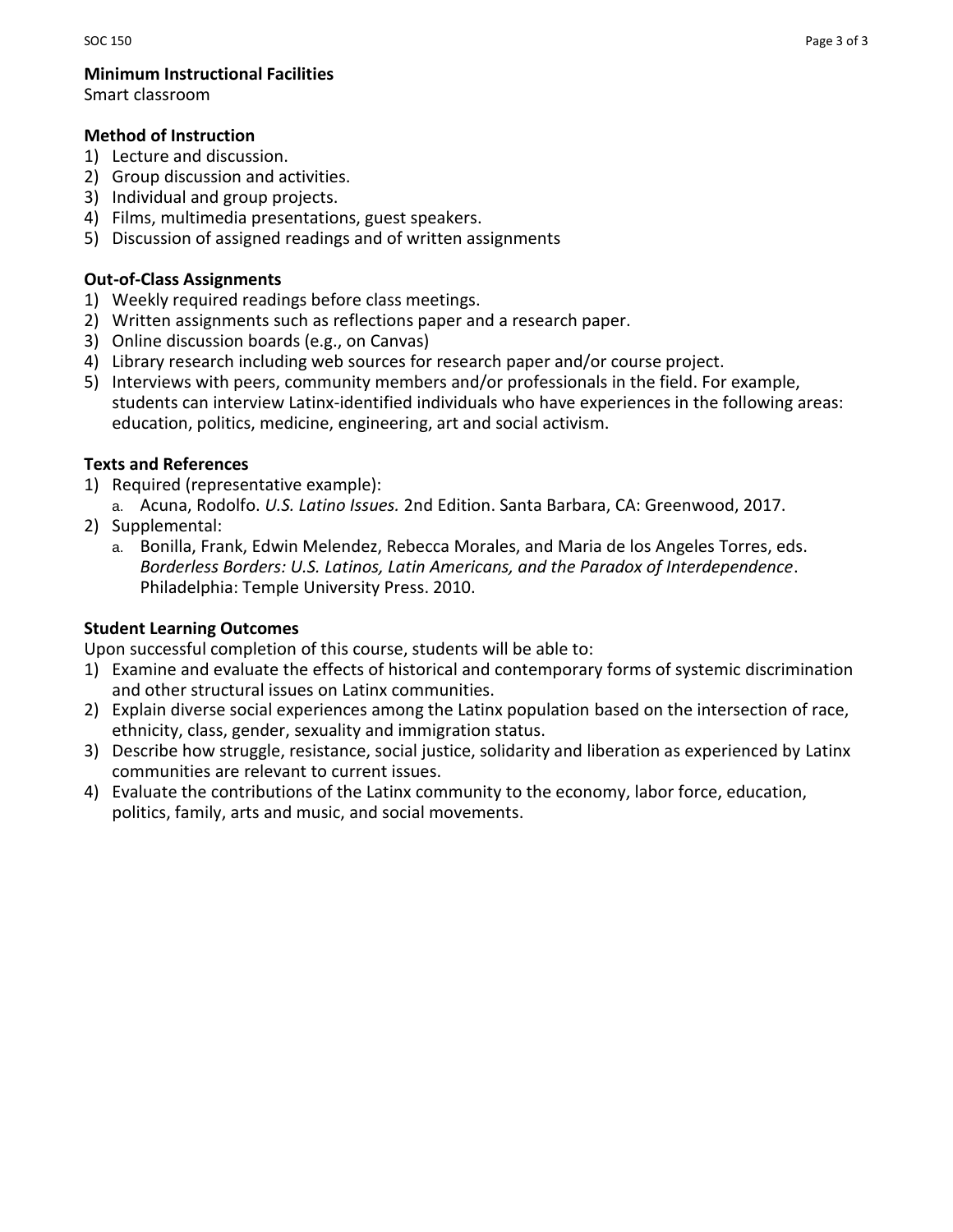**Minimum Instructional Facilities**

Smart classroom

**Method of Instruction**

1) Lecture and discussion.
2) Group discussion and activities.
3) Individual and group projects.
4) Films, multimedia presentations, guest speakers.
5) Discussion of assigned readings and of written assignments

**Out-of-Class Assignments**

1) Weekly required readings before class meetings.
2) Written assignments such as reflections paper and a research paper.
3) Online discussion boards (e.g., on Canvas)
4) Library research including web sources for research paper and/or course project.
5) Interviews with peers, community members and/or professionals in the field. For example, students can interview Latinx-identified individuals who have experiences in the following areas: education, politics, medicine, engineering, art and social activism.

**Texts and References**

1) Required (representative example):
   a. Acuna, Rodolfo. *U.S. Latino Issues.* 2nd Edition. Santa Barbara, CA: Greenwood, 2017.
2) Supplemental:
   a. Bonilla, Frank, Edwin Melendez, Rebecca Morales, and Maria de los Angeles Torres, eds. *Borderless Borders: U.S. Latinos, Latin Americans, and the Paradox of Interdependence*. Philadelphia: Temple University Press. 2010.

**Student Learning Outcomes**

Upon successful completion of this course, students will be able to:

1) Examine and evaluate the effects of historical and contemporary forms of systemic discrimination and other structural issues on Latinx communities.
2) Explain diverse social experiences among the Latinx population based on the intersection of race, ethnicity, class, gender, sexuality and immigration status.
3) Describe how struggle, resistance, social justice, solidarity and liberation as experienced by Latinx communities are relevant to current issues.
4) Evaluate the contributions of the Latinx community to the economy, labor force, education, politics, family, arts and music, and social movements.